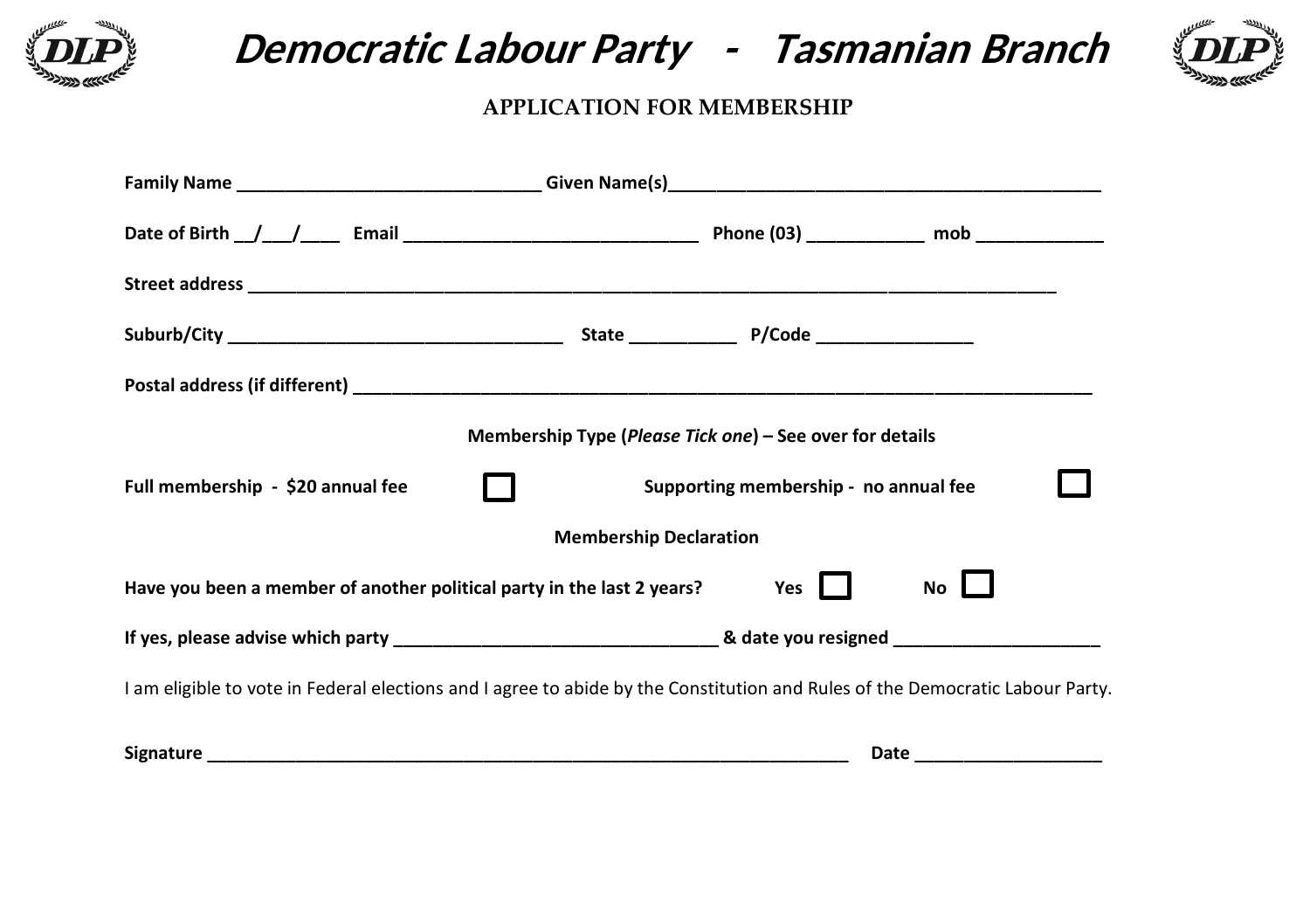# Democratic Labour Party - Tasmanian Branch

## APPLICATION FOR MEMBERSHIP

**Family Name** ______________________________ **Given Name(s)**___________________________________________

**Date of Birth** __/___/____ **Email** ______________________________ **Phone (03)** ___________ **mob** _____________

**Street address** ________________________________________________________________________________

**Suburb/City** _________________________________ **State** __________ **P/Code** ________________

**Postal address (if different)** ___________________________________________________________________________

**Membership Type (*Please Tick one*) – See over for details**

**Full membership - $20 annual fee** ☐ **Supporting membership - no annual fee** ☐

**Membership Declaration**

**Have you been a member of another political party in the last 2 years?** **Yes** ☐ **No** ☐

**If yes, please advise which party** _______________________________ **& date you resigned** ____________________

I am eligible to vote in Federal elections and I agree to abide by the Constitution and Rules of the Democratic Labour Party.

**Signature** ____________________________________________________________ **Date** __________________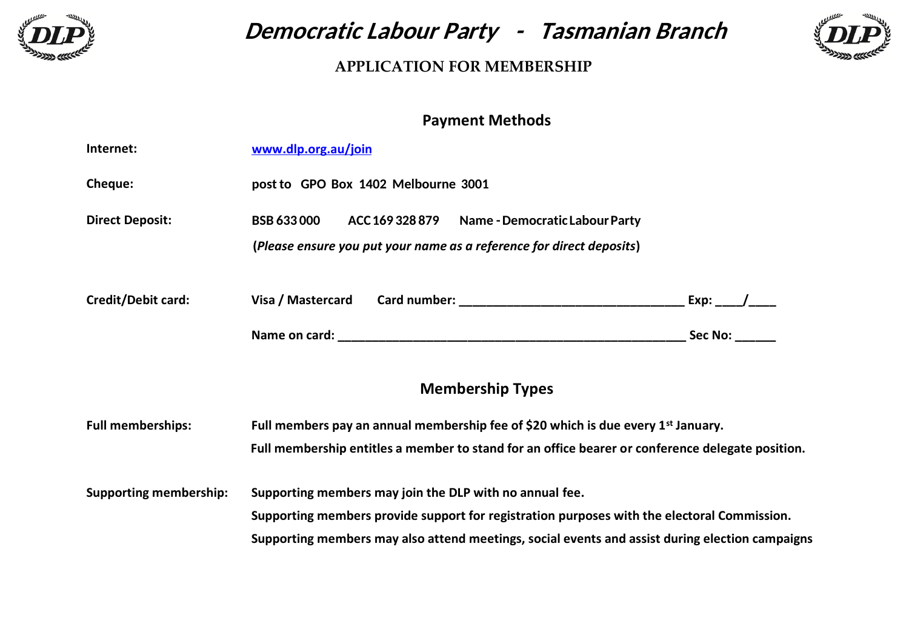# Democratic Labour Party - Tasmanian Branch

## APPLICATION FOR MEMBERSHIP

### Payment Methods

**Internet:** **www.dlp.org.au/join**

**Cheque:** **post to GPO Box 1402 Melbourne 3001**

**Direct Deposit:** **BSB 633 000 ACC 169 328 879 Name - Democratic Labour Party**

**(*Please ensure you put your name as a reference for direct deposits*)**

**Credit/Debit card:** **Visa / Mastercard Card number: \_\_\_\_\_\_\_\_\_\_\_\_\_\_\_\_\_\_\_\_\_\_\_\_\_\_\_\_\_\_\_\_ Exp: \_\_\_\_/\_\_\_\_**

**Name on card: \_\_\_\_\_\_\_\_\_\_\_\_\_\_\_\_\_\_\_\_\_\_\_\_\_\_\_\_\_\_\_\_\_\_\_\_\_\_\_\_\_\_\_\_\_\_\_\_\_\_\_\_ Sec No: \_\_\_\_\_\_**

### Membership Types

**Full memberships:** **Full members pay an annual membership fee of $20 which is due every 1st January.**
**Full membership entitles a member to stand for an office bearer or conference delegate position.**

**Supporting membership:** **Supporting members may join the DLP with no annual fee.**
**Supporting members provide support for registration purposes with the electoral Commission.**
**Supporting members may also attend meetings, social events and assist during election campaigns**